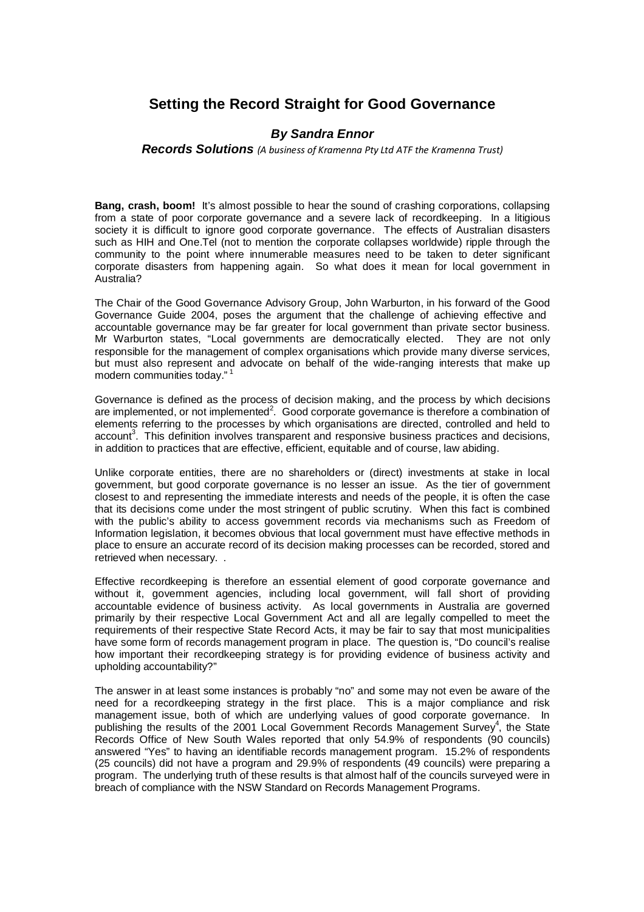# Setting the Record Straight for Good Governance

***By Sandra Ennor***

***Records Solutions*** *(A business of Kramenna Pty Ltd ATF the Kramenna Trust)*

**Bang, crash, boom!** It's almost possible to hear the sound of crashing corporations, collapsing from a state of poor corporate governance and a severe lack of recordkeeping. In a litigious society it is difficult to ignore good corporate governance. The effects of Australian disasters such as HIH and One.Tel (not to mention the corporate collapses worldwide) ripple through the community to the point where innumerable measures need to be taken to deter significant corporate disasters from happening again. So what does it mean for local government in Australia?

The Chair of the Good Governance Advisory Group, John Warburton, in his forward of the Good Governance Guide 2004, poses the argument that the challenge of achieving effective and accountable governance may be far greater for local government than private sector business. Mr Warburton states, "Local governments are democratically elected. They are not only responsible for the management of complex organisations which provide many diverse services, but must also represent and advocate on behalf of the wide-ranging interests that make up modern communities today." [1]

Governance is defined as the process of decision making, and the process by which decisions are implemented, or not implemented[2]. Good corporate governance is therefore a combination of elements referring to the processes by which organisations are directed, controlled and held to account[3]. This definition involves transparent and responsive business practices and decisions, in addition to practices that are effective, efficient, equitable and of course, law abiding.

Unlike corporate entities, there are no shareholders or (direct) investments at stake in local government, but good corporate governance is no lesser an issue. As the tier of government closest to and representing the immediate interests and needs of the people, it is often the case that its decisions come under the most stringent of public scrutiny. When this fact is combined with the public's ability to access government records via mechanisms such as Freedom of Information legislation, it becomes obvious that local government must have effective methods in place to ensure an accurate record of its decision making processes can be recorded, stored and retrieved when necessary. .

Effective recordkeeping is therefore an essential element of good corporate governance and without it, government agencies, including local government, will fall short of providing accountable evidence of business activity. As local governments in Australia are governed primarily by their respective Local Government Act and all are legally compelled to meet the requirements of their respective State Record Acts, it may be fair to say that most municipalities have some form of records management program in place. The question is, "Do council's realise how important their recordkeeping strategy is for providing evidence of business activity and upholding accountability?"

The answer in at least some instances is probably "no" and some may not even be aware of the need for a recordkeeping strategy in the first place. This is a major compliance and risk management issue, both of which are underlying values of good corporate governance. In publishing the results of the 2001 Local Government Records Management Survey[4], the State Records Office of New South Wales reported that only 54.9% of respondents (90 councils) answered "Yes" to having an identifiable records management program. 15.2% of respondents (25 councils) did not have a program and 29.9% of respondents (49 councils) were preparing a program. The underlying truth of these results is that almost half of the councils surveyed were in breach of compliance with the NSW Standard on Records Management Programs.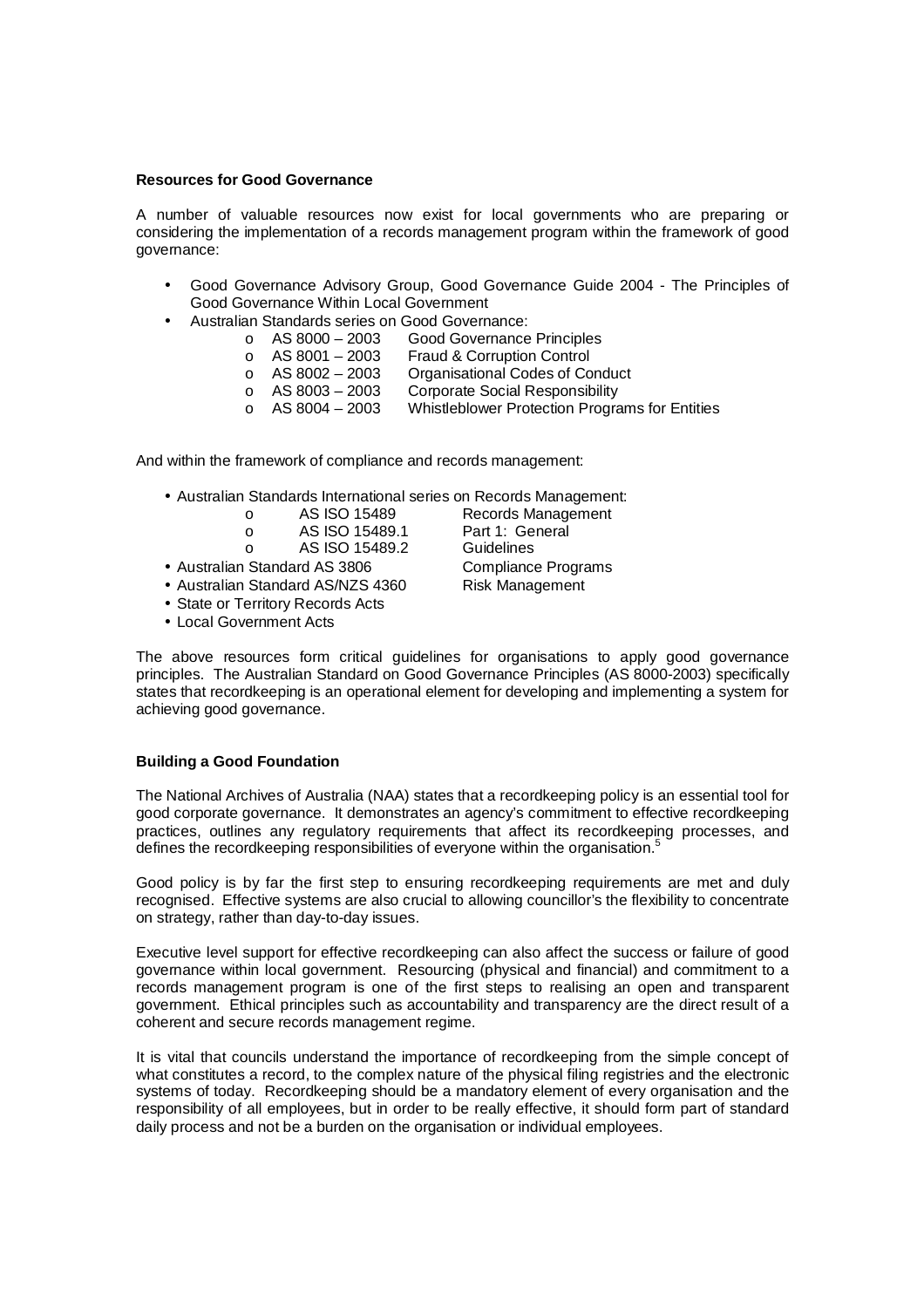**Resources for Good Governance**

A number of valuable resources now exist for local governments who are preparing or considering the implementation of a records management program within the framework of good governance:

- Good Governance Advisory Group, Good Governance Guide 2004 - The Principles of Good Governance Within Local Government
- Australian Standards series on Good Governance:
  - AS 8000 – 2003 Good Governance Principles
  - AS 8001 – 2003 Fraud & Corruption Control
  - AS 8002 – 2003 Organisational Codes of Conduct
  - AS 8003 – 2003 Corporate Social Responsibility
  - AS 8004 – 2003 Whistleblower Protection Programs for Entities

And within the framework of compliance and records management:

- Australian Standards International series on Records Management:
  - AS ISO 15489 Records Management
  - AS ISO 15489.1 Part 1: General
  - AS ISO 15489.2 Guidelines
- Australian Standard AS 3806 Compliance Programs
- Australian Standard AS/NZS 4360 Risk Management
- State or Territory Records Acts
- Local Government Acts

The above resources form critical guidelines for organisations to apply good governance principles. The Australian Standard on Good Governance Principles (AS 8000-2003) specifically states that recordkeeping is an operational element for developing and implementing a system for achieving good governance.

**Building a Good Foundation**

The National Archives of Australia (NAA) states that a recordkeeping policy is an essential tool for good corporate governance. It demonstrates an agency's commitment to effective recordkeeping practices, outlines any regulatory requirements that affect its recordkeeping processes, and defines the recordkeeping responsibilities of everyone within the organisation.[5]

Good policy is by far the first step to ensuring recordkeeping requirements are met and duly recognised. Effective systems are also crucial to allowing councillor's the flexibility to concentrate on strategy, rather than day-to-day issues.

Executive level support for effective recordkeeping can also affect the success or failure of good governance within local government. Resourcing (physical and financial) and commitment to a records management program is one of the first steps to realising an open and transparent government. Ethical principles such as accountability and transparency are the direct result of a coherent and secure records management regime.

It is vital that councils understand the importance of recordkeeping from the simple concept of what constitutes a record, to the complex nature of the physical filing registries and the electronic systems of today. Recordkeeping should be a mandatory element of every organisation and the responsibility of all employees, but in order to be really effective, it should form part of standard daily process and not be a burden on the organisation or individual employees.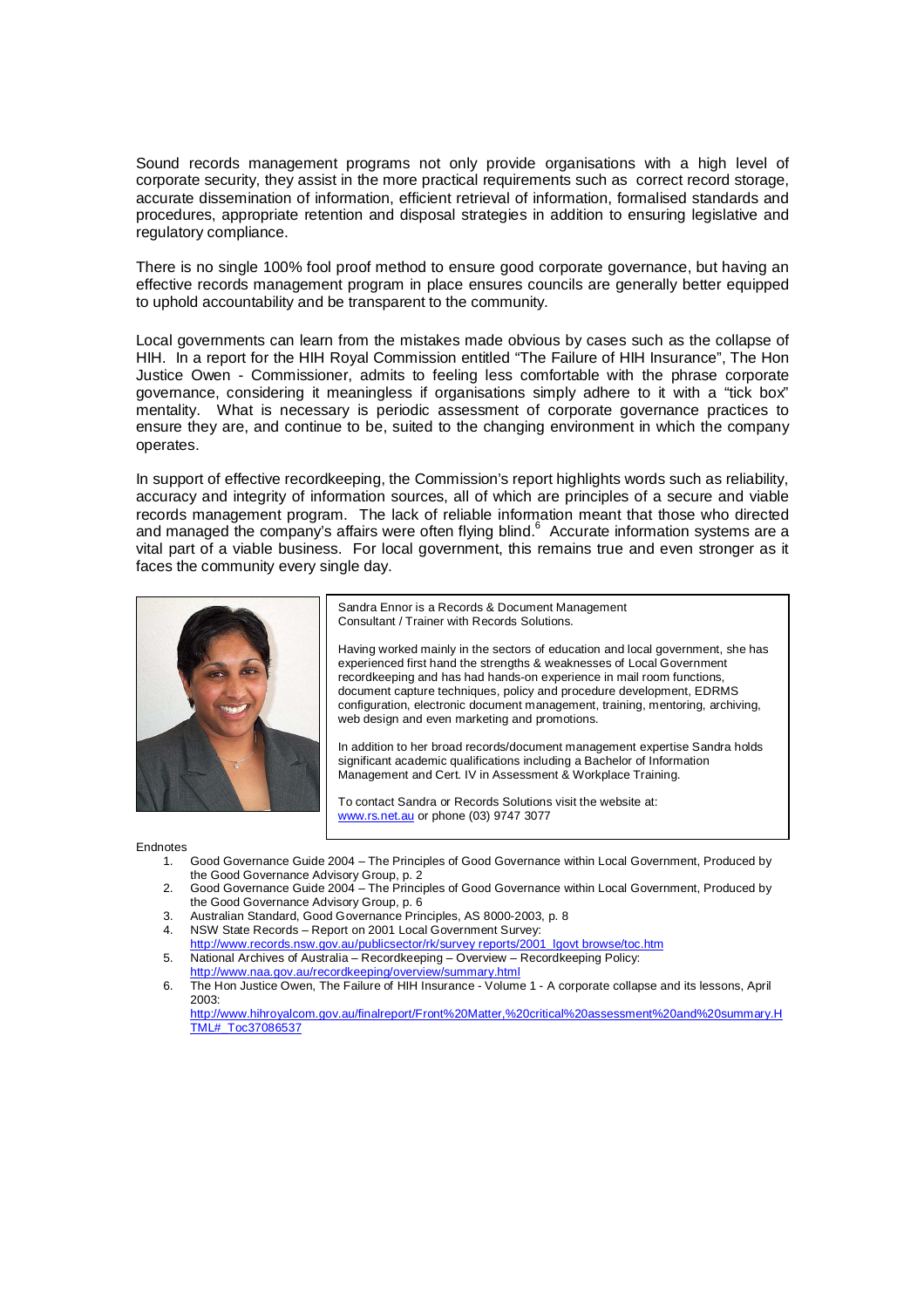Sound records management programs not only provide organisations with a high level of corporate security, they assist in the more practical requirements such as correct record storage, accurate dissemination of information, efficient retrieval of information, formalised standards and procedures, appropriate retention and disposal strategies in addition to ensuring legislative and regulatory compliance.

There is no single 100% fool proof method to ensure good corporate governance, but having an effective records management program in place ensures councils are generally better equipped to uphold accountability and be transparent to the community.

Local governments can learn from the mistakes made obvious by cases such as the collapse of HIH. In a report for the HIH Royal Commission entitled "The Failure of HIH Insurance", The Hon Justice Owen - Commissioner, admits to feeling less comfortable with the phrase corporate governance, considering it meaningless if organisations simply adhere to it with a "tick box" mentality. What is necessary is periodic assessment of corporate governance practices to ensure they are, and continue to be, suited to the changing environment in which the company operates.

In support of effective recordkeeping, the Commission's report highlights words such as reliability, accuracy and integrity of information sources, all of which are principles of a secure and viable records management program. The lack of reliable information meant that those who directed and managed the company's affairs were often flying blind.[6] Accurate information systems are a vital part of a viable business. For local government, this remains true and even stronger as it faces the community every single day.

Sandra Ennor is a Records & Document Management Consultant / Trainer with Records Solutions.

Having worked mainly in the sectors of education and local government, she has experienced first hand the strengths & weaknesses of Local Government recordkeeping and has had hands-on experience in mail room functions, document capture techniques, policy and procedure development, EDRMS configuration, electronic document management, training, mentoring, archiving, web design and even marketing and promotions.

In addition to her broad records/document management expertise Sandra holds significant academic qualifications including a Bachelor of Information Management and Cert. IV in Assessment & Workplace Training.

To contact Sandra or Records Solutions visit the website at: www.rs.net.au or phone (03) 9747 3077

Endnotes

1. Good Governance Guide 2004 – The Principles of Good Governance within Local Government, Produced by the Good Governance Advisory Group, p. 2
2. Good Governance Guide 2004 – The Principles of Good Governance within Local Government, Produced by the Good Governance Advisory Group, p. 6
3. Australian Standard, Good Governance Principles, AS 8000-2003, p. 8
4. NSW State Records – Report on 2001 Local Government Survey: http://www.records.nsw.gov.au/publicsector/rk/survey reports/2001_lgovt browse/toc.htm
5. National Archives of Australia – Recordkeeping – Overview – Recordkeeping Policy: http://www.naa.gov.au/recordkeeping/overview/summary.html
6. The Hon Justice Owen, The Failure of HIH Insurance - Volume 1 - A corporate collapse and its lessons, April 2003: http://www.hihroyalcom.gov.au/finalreport/Front%20Matter,%20critical%20assessment%20and%20summary.HTML#_Toc37086537